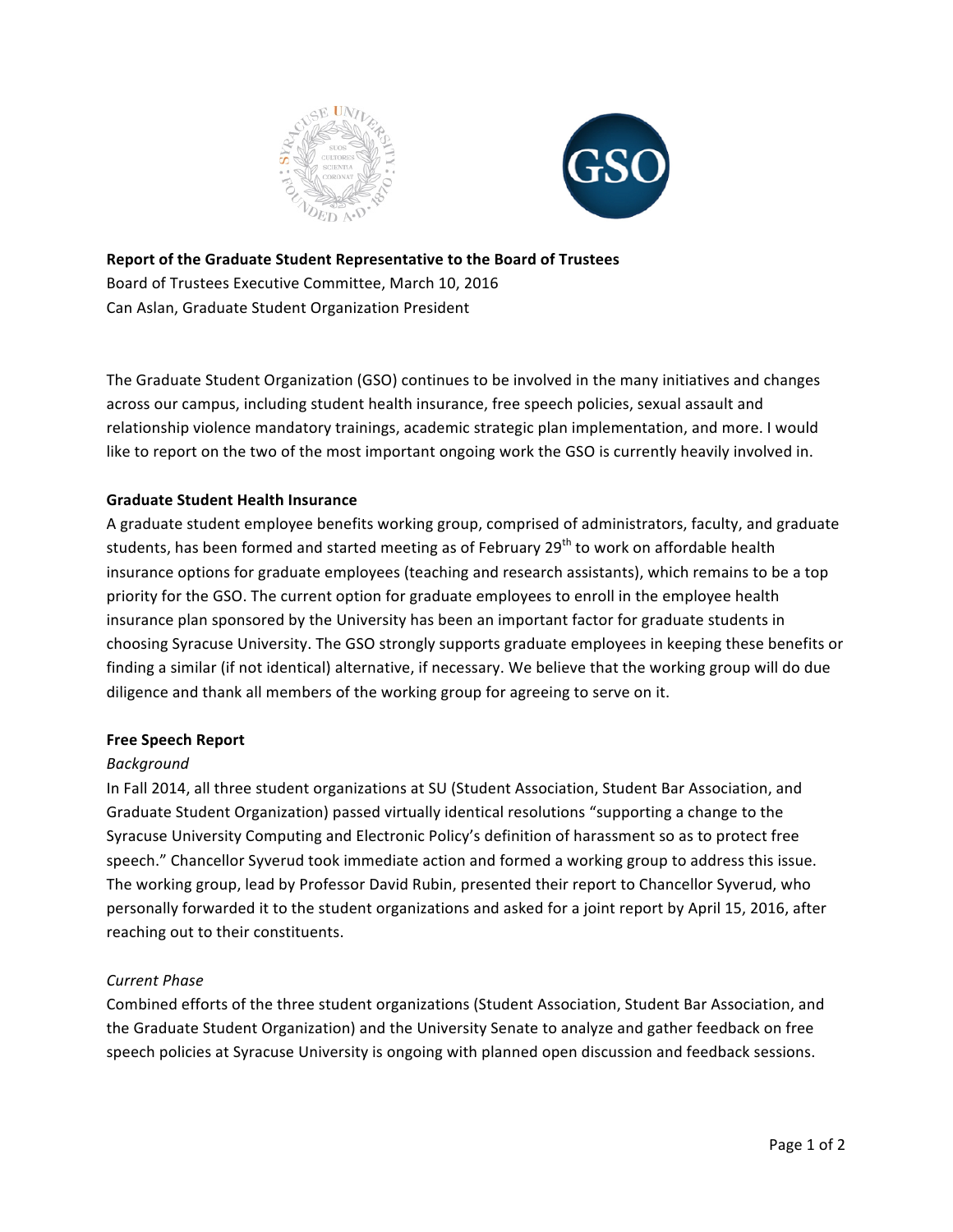**Report of the Graduate Student Representative to the Board of Trustees**
Board of Trustees Executive Committee, March 10, 2016
Can Aslan, Graduate Student Organization President

The Graduate Student Organization (GSO) continues to be involved in the many initiatives and changes across our campus, including student health insurance, free speech policies, sexual assault and relationship violence mandatory trainings, academic strategic plan implementation, and more. I would like to report on the two of the most important ongoing work the GSO is currently heavily involved in.

**Graduate Student Health Insurance**

A graduate student employee benefits working group, comprised of administrators, faculty, and graduate students, has been formed and started meeting as of February 29th to work on affordable health insurance options for graduate employees (teaching and research assistants), which remains to be a top priority for the GSO. The current option for graduate employees to enroll in the employee health insurance plan sponsored by the University has been an important factor for graduate students in choosing Syracuse University. The GSO strongly supports graduate employees in keeping these benefits or finding a similar (if not identical) alternative, if necessary. We believe that the working group will do due diligence and thank all members of the working group for agreeing to serve on it.

**Free Speech Report**

*Background*

In Fall 2014, all three student organizations at SU (Student Association, Student Bar Association, and Graduate Student Organization) passed virtually identical resolutions "supporting a change to the Syracuse University Computing and Electronic Policy's definition of harassment so as to protect free speech." Chancellor Syverud took immediate action and formed a working group to address this issue. The working group, lead by Professor David Rubin, presented their report to Chancellor Syverud, who personally forwarded it to the student organizations and asked for a joint report by April 15, 2016, after reaching out to their constituents.

*Current Phase*

Combined efforts of the three student organizations (Student Association, Student Bar Association, and the Graduate Student Organization) and the University Senate to analyze and gather feedback on free speech policies at Syracuse University is ongoing with planned open discussion and feedback sessions.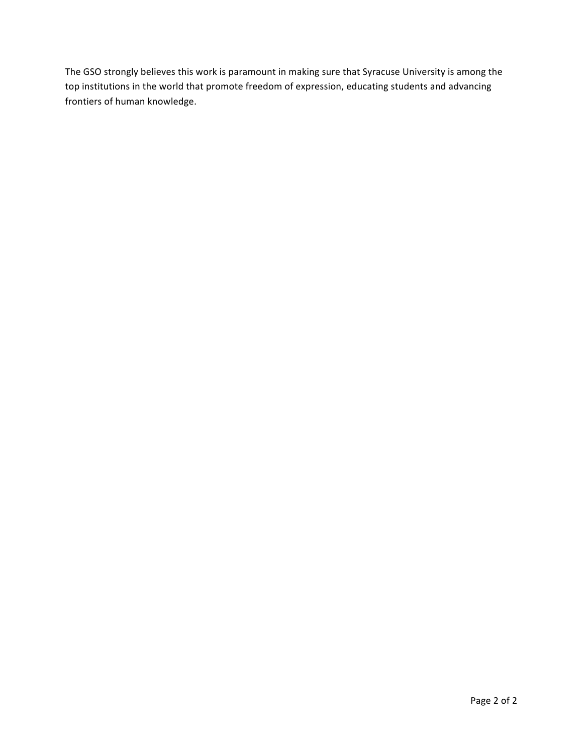The GSO strongly believes this work is paramount in making sure that Syracuse University is among the top institutions in the world that promote freedom of expression, educating students and advancing frontiers of human knowledge.